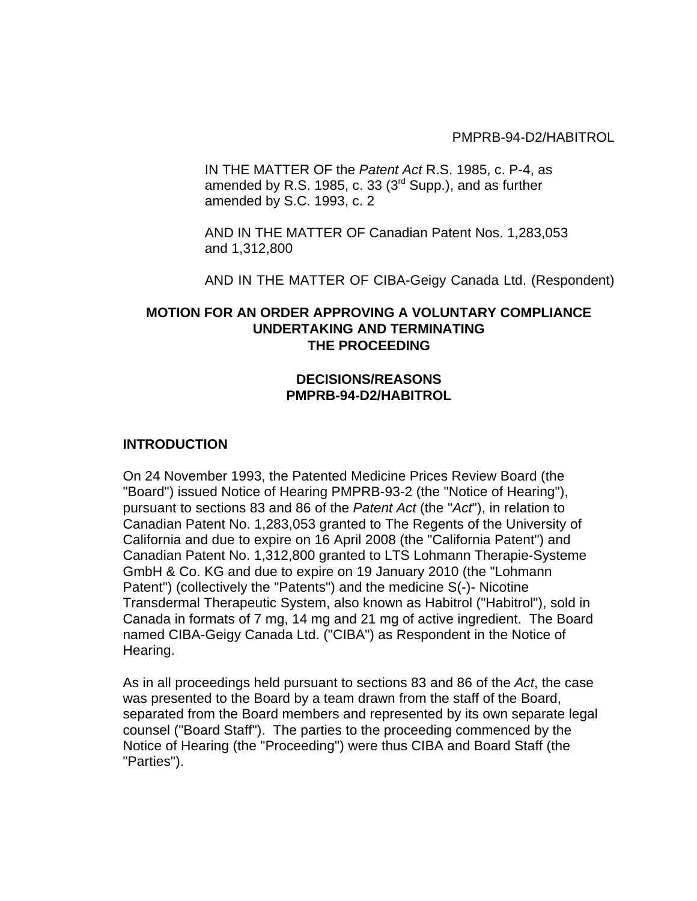PMPRB-94-D2/HABITROL

IN THE MATTER OF the *Patent Act* R.S. 1985, c. P-4, as amended by R.S. 1985, c. 33 (3rd Supp.), and as further amended by S.C. 1993, c. 2

AND IN THE MATTER OF Canadian Patent Nos. 1,283,053 and 1,312,800

AND IN THE MATTER OF CIBA-Geigy Canada Ltd. (Respondent)

**MOTION FOR AN ORDER APPROVING A VOLUNTARY COMPLIANCE UNDERTAKING AND TERMINATING THE PROCEEDING**

**DECISIONS/REASONS PMPRB-94-D2/HABITROL**

## INTRODUCTION

On 24 November 1993, the Patented Medicine Prices Review Board (the "Board") issued Notice of Hearing PMPRB-93-2 (the "Notice of Hearing"), pursuant to sections 83 and 86 of the *Patent Act* (the "*Act*"), in relation to Canadian Patent No. 1,283,053 granted to The Regents of the University of California and due to expire on 16 April 2008 (the "California Patent") and Canadian Patent No. 1,312,800 granted to LTS Lohmann Therapie-Systeme GmbH & Co. KG and due to expire on 19 January 2010 (the "Lohmann Patent") (collectively the "Patents") and the medicine S(-)- Nicotine Transdermal Therapeutic System, also known as Habitrol ("Habitrol"), sold in Canada in formats of 7 mg, 14 mg and 21 mg of active ingredient. The Board named CIBA-Geigy Canada Ltd. ("CIBA") as Respondent in the Notice of Hearing.

As in all proceedings held pursuant to sections 83 and 86 of the *Act*, the case was presented to the Board by a team drawn from the staff of the Board, separated from the Board members and represented by its own separate legal counsel ("Board Staff"). The parties to the proceeding commenced by the Notice of Hearing (the "Proceeding") were thus CIBA and Board Staff (the "Parties").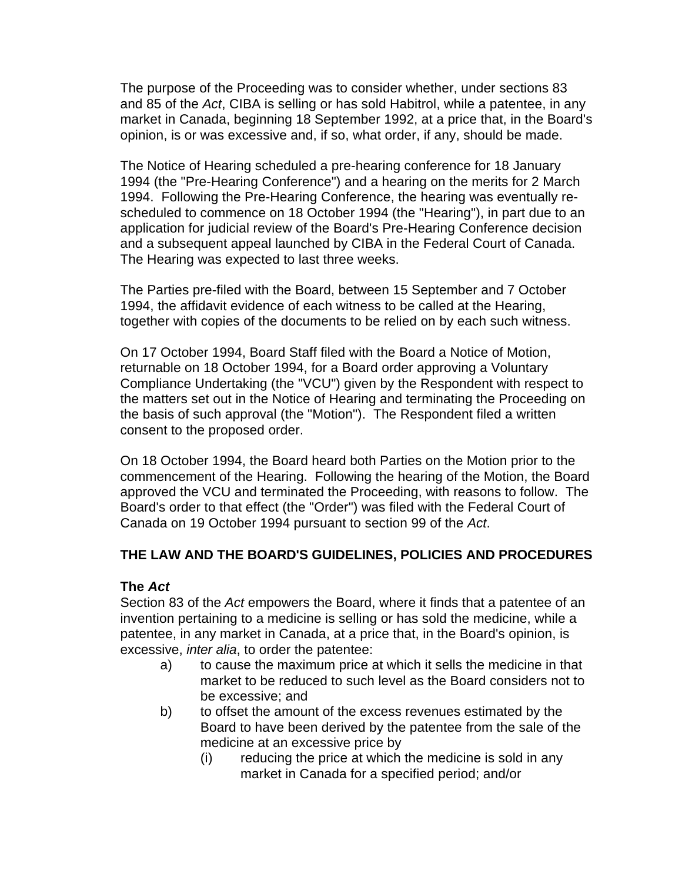The purpose of the Proceeding was to consider whether, under sections 83 and 85 of the *Act*, CIBA is selling or has sold Habitrol, while a patentee, in any market in Canada, beginning 18 September 1992, at a price that, in the Board's opinion, is or was excessive and, if so, what order, if any, should be made.

The Notice of Hearing scheduled a pre-hearing conference for 18 January 1994 (the "Pre-Hearing Conference") and a hearing on the merits for 2 March 1994. Following the Pre-Hearing Conference, the hearing was eventually re-scheduled to commence on 18 October 1994 (the "Hearing"), in part due to an application for judicial review of the Board's Pre-Hearing Conference decision and a subsequent appeal launched by CIBA in the Federal Court of Canada. The Hearing was expected to last three weeks.

The Parties pre-filed with the Board, between 15 September and 7 October 1994, the affidavit evidence of each witness to be called at the Hearing, together with copies of the documents to be relied on by each such witness.

On 17 October 1994, Board Staff filed with the Board a Notice of Motion, returnable on 18 October 1994, for a Board order approving a Voluntary Compliance Undertaking (the "VCU") given by the Respondent with respect to the matters set out in the Notice of Hearing and terminating the Proceeding on the basis of such approval (the "Motion"). The Respondent filed a written consent to the proposed order.

On 18 October 1994, the Board heard both Parties on the Motion prior to the commencement of the Hearing. Following the hearing of the Motion, the Board approved the VCU and terminated the Proceeding, with reasons to follow. The Board's order to that effect (the "Order") was filed with the Federal Court of Canada on 19 October 1994 pursuant to section 99 of the *Act*.

## THE LAW AND THE BOARD'S GUIDELINES, POLICIES AND PROCEDURES

### The *Act*

Section 83 of the *Act* empowers the Board, where it finds that a patentee of an invention pertaining to a medicine is selling or has sold the medicine, while a patentee, in any market in Canada, at a price that, in the Board's opinion, is excessive, *inter alia*, to order the patentee:

a) to cause the maximum price at which it sells the medicine in that market to be reduced to such level as the Board considers not to be excessive; and
b) to offset the amount of the excess revenues estimated by the Board to have been derived by the patentee from the sale of the medicine at an excessive price by
    (i) reducing the price at which the medicine is sold in any market in Canada for a specified period; and/or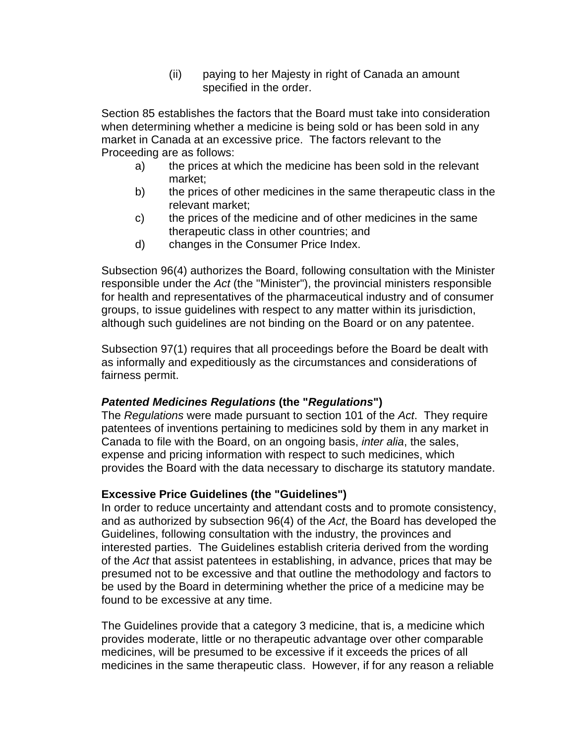(ii) paying to her Majesty in right of Canada an amount specified in the order.

Section 85 establishes the factors that the Board must take into consideration when determining whether a medicine is being sold or has been sold in any market in Canada at an excessive price. The factors relevant to the Proceeding are as follows:

a) the prices at which the medicine has been sold in the relevant market;
b) the prices of other medicines in the same therapeutic class in the relevant market;
c) the prices of the medicine and of other medicines in the same therapeutic class in other countries; and
d) changes in the Consumer Price Index.

Subsection 96(4) authorizes the Board, following consultation with the Minister responsible under the *Act* (the "Minister"), the provincial ministers responsible for health and representatives of the pharmaceutical industry and of consumer groups, to issue guidelines with respect to any matter within its jurisdiction, although such guidelines are not binding on the Board or on any patentee.

Subsection 97(1) requires that all proceedings before the Board be dealt with as informally and expeditiously as the circumstances and considerations of fairness permit.

**_Patented Medicines Regulations_ (the "_Regulations_")**

The *Regulations* were made pursuant to section 101 of the *Act*. They require patentees of inventions pertaining to medicines sold by them in any market in Canada to file with the Board, on an ongoing basis, *inter alia*, the sales, expense and pricing information with respect to such medicines, which provides the Board with the data necessary to discharge its statutory mandate.

**Excessive Price Guidelines (the "Guidelines")**

In order to reduce uncertainty and attendant costs and to promote consistency, and as authorized by subsection 96(4) of the *Act*, the Board has developed the Guidelines, following consultation with the industry, the provinces and interested parties. The Guidelines establish criteria derived from the wording of the *Act* that assist patentees in establishing, in advance, prices that may be presumed not to be excessive and that outline the methodology and factors to be used by the Board in determining whether the price of a medicine may be found to be excessive at any time.

The Guidelines provide that a category 3 medicine, that is, a medicine which provides moderate, little or no therapeutic advantage over other comparable medicines, will be presumed to be excessive if it exceeds the prices of all medicines in the same therapeutic class. However, if for any reason a reliable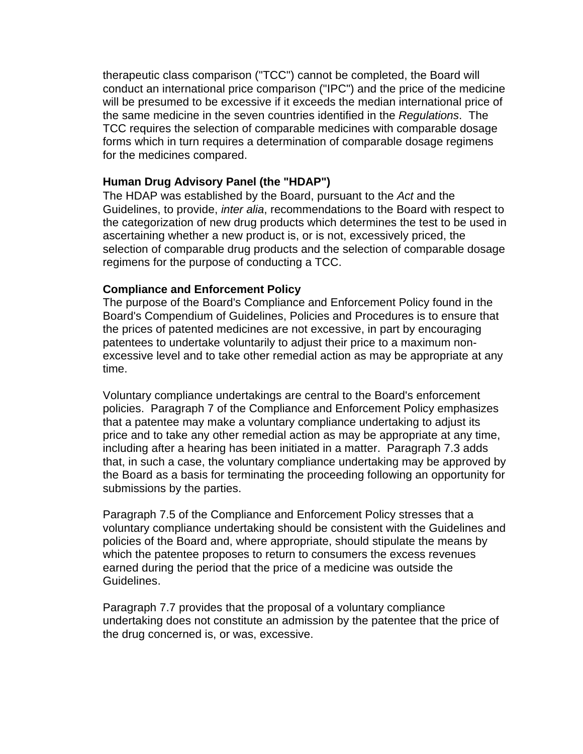therapeutic class comparison ("TCC") cannot be completed, the Board will conduct an international price comparison ("IPC") and the price of the medicine will be presumed to be excessive if it exceeds the median international price of the same medicine in the seven countries identified in the *Regulations*. The TCC requires the selection of comparable medicines with comparable dosage forms which in turn requires a determination of comparable dosage regimens for the medicines compared.

**Human Drug Advisory Panel (the "HDAP")**

The HDAP was established by the Board, pursuant to the *Act* and the Guidelines, to provide, *inter alia*, recommendations to the Board with respect to the categorization of new drug products which determines the test to be used in ascertaining whether a new product is, or is not, excessively priced, the selection of comparable drug products and the selection of comparable dosage regimens for the purpose of conducting a TCC.

**Compliance and Enforcement Policy**

The purpose of the Board's Compliance and Enforcement Policy found in the Board's Compendium of Guidelines, Policies and Procedures is to ensure that the prices of patented medicines are not excessive, in part by encouraging patentees to undertake voluntarily to adjust their price to a maximum non-excessive level and to take other remedial action as may be appropriate at any time.

Voluntary compliance undertakings are central to the Board's enforcement policies. Paragraph 7 of the Compliance and Enforcement Policy emphasizes that a patentee may make a voluntary compliance undertaking to adjust its price and to take any other remedial action as may be appropriate at any time, including after a hearing has been initiated in a matter. Paragraph 7.3 adds that, in such a case, the voluntary compliance undertaking may be approved by the Board as a basis for terminating the proceeding following an opportunity for submissions by the parties.

Paragraph 7.5 of the Compliance and Enforcement Policy stresses that a voluntary compliance undertaking should be consistent with the Guidelines and policies of the Board and, where appropriate, should stipulate the means by which the patentee proposes to return to consumers the excess revenues earned during the period that the price of a medicine was outside the Guidelines.

Paragraph 7.7 provides that the proposal of a voluntary compliance undertaking does not constitute an admission by the patentee that the price of the drug concerned is, or was, excessive.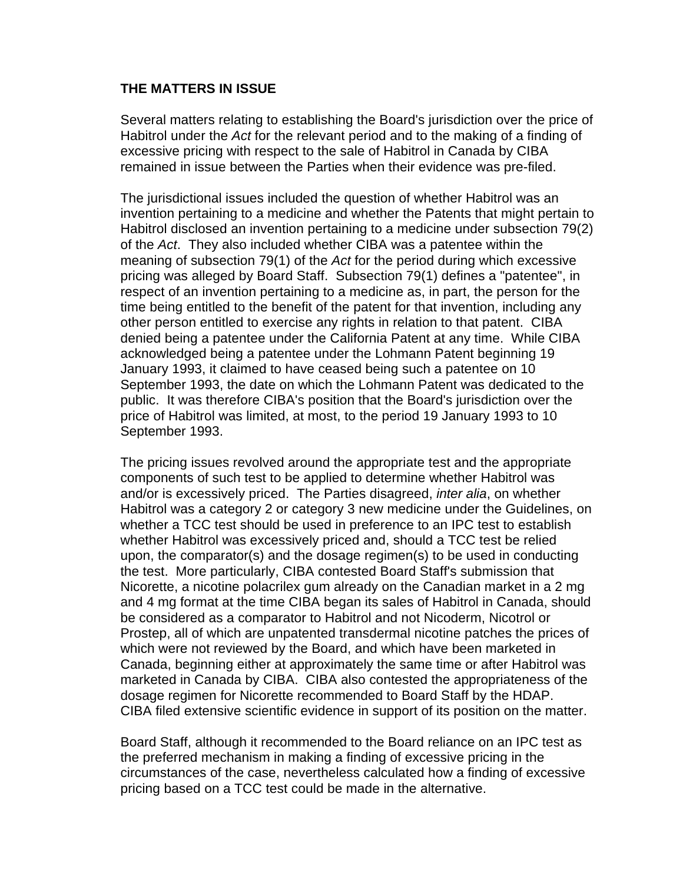## THE MATTERS IN ISSUE

Several matters relating to establishing the Board's jurisdiction over the price of Habitrol under the *Act* for the relevant period and to the making of a finding of excessive pricing with respect to the sale of Habitrol in Canada by CIBA remained in issue between the Parties when their evidence was pre-filed.

The jurisdictional issues included the question of whether Habitrol was an invention pertaining to a medicine and whether the Patents that might pertain to Habitrol disclosed an invention pertaining to a medicine under subsection 79(2) of the *Act*. They also included whether CIBA was a patentee within the meaning of subsection 79(1) of the *Act* for the period during which excessive pricing was alleged by Board Staff. Subsection 79(1) defines a "patentee", in respect of an invention pertaining to a medicine as, in part, the person for the time being entitled to the benefit of the patent for that invention, including any other person entitled to exercise any rights in relation to that patent. CIBA denied being a patentee under the California Patent at any time. While CIBA acknowledged being a patentee under the Lohmann Patent beginning 19 January 1993, it claimed to have ceased being such a patentee on 10 September 1993, the date on which the Lohmann Patent was dedicated to the public. It was therefore CIBA's position that the Board's jurisdiction over the price of Habitrol was limited, at most, to the period 19 January 1993 to 10 September 1993.

The pricing issues revolved around the appropriate test and the appropriate components of such test to be applied to determine whether Habitrol was and/or is excessively priced. The Parties disagreed, *inter alia*, on whether Habitrol was a category 2 or category 3 new medicine under the Guidelines, on whether a TCC test should be used in preference to an IPC test to establish whether Habitrol was excessively priced and, should a TCC test be relied upon, the comparator(s) and the dosage regimen(s) to be used in conducting the test. More particularly, CIBA contested Board Staff's submission that Nicorette, a nicotine polacrilex gum already on the Canadian market in a 2 mg and 4 mg format at the time CIBA began its sales of Habitrol in Canada, should be considered as a comparator to Habitrol and not Nicoderm, Nicotrol or Prostep, all of which are unpatented transdermal nicotine patches the prices of which were not reviewed by the Board, and which have been marketed in Canada, beginning either at approximately the same time or after Habitrol was marketed in Canada by CIBA. CIBA also contested the appropriateness of the dosage regimen for Nicorette recommended to Board Staff by the HDAP. CIBA filed extensive scientific evidence in support of its position on the matter.

Board Staff, although it recommended to the Board reliance on an IPC test as the preferred mechanism in making a finding of excessive pricing in the circumstances of the case, nevertheless calculated how a finding of excessive pricing based on a TCC test could be made in the alternative.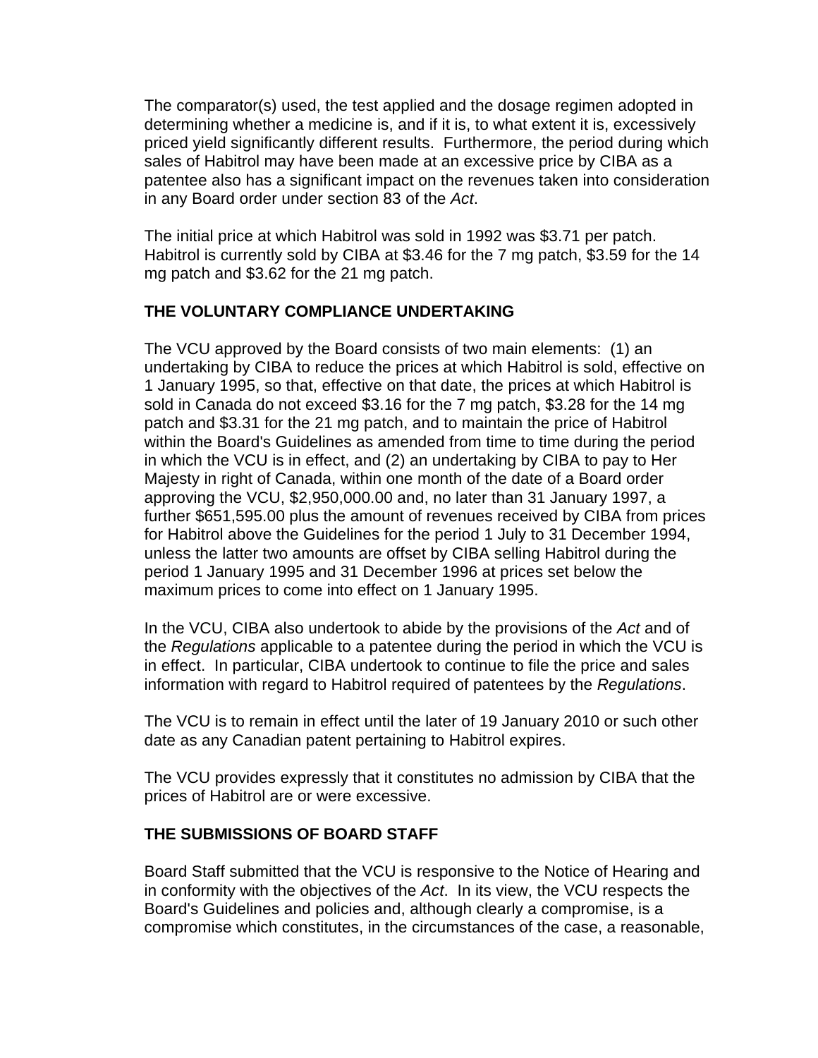The comparator(s) used, the test applied and the dosage regimen adopted in determining whether a medicine is, and if it is, to what extent it is, excessively priced yield significantly different results. Furthermore, the period during which sales of Habitrol may have been made at an excessive price by CIBA as a patentee also has a significant impact on the revenues taken into consideration in any Board order under section 83 of the *Act*.

The initial price at which Habitrol was sold in 1992 was $3.71 per patch. Habitrol is currently sold by CIBA at $3.46 for the 7 mg patch, $3.59 for the 14 mg patch and $3.62 for the 21 mg patch.

## THE VOLUNTARY COMPLIANCE UNDERTAKING

The VCU approved by the Board consists of two main elements: (1) an undertaking by CIBA to reduce the prices at which Habitrol is sold, effective on 1 January 1995, so that, effective on that date, the prices at which Habitrol is sold in Canada do not exceed $3.16 for the 7 mg patch, $3.28 for the 14 mg patch and $3.31 for the 21 mg patch, and to maintain the price of Habitrol within the Board's Guidelines as amended from time to time during the period in which the VCU is in effect, and (2) an undertaking by CIBA to pay to Her Majesty in right of Canada, within one month of the date of a Board order approving the VCU, $2,950,000.00 and, no later than 31 January 1997, a further $651,595.00 plus the amount of revenues received by CIBA from prices for Habitrol above the Guidelines for the period 1 July to 31 December 1994, unless the latter two amounts are offset by CIBA selling Habitrol during the period 1 January 1995 and 31 December 1996 at prices set below the maximum prices to come into effect on 1 January 1995.

In the VCU, CIBA also undertook to abide by the provisions of the *Act* and of the *Regulations* applicable to a patentee during the period in which the VCU is in effect. In particular, CIBA undertook to continue to file the price and sales information with regard to Habitrol required of patentees by the *Regulations*.

The VCU is to remain in effect until the later of 19 January 2010 or such other date as any Canadian patent pertaining to Habitrol expires.

The VCU provides expressly that it constitutes no admission by CIBA that the prices of Habitrol are or were excessive.

## THE SUBMISSIONS OF BOARD STAFF

Board Staff submitted that the VCU is responsive to the Notice of Hearing and in conformity with the objectives of the *Act*. In its view, the VCU respects the Board's Guidelines and policies and, although clearly a compromise, is a compromise which constitutes, in the circumstances of the case, a reasonable,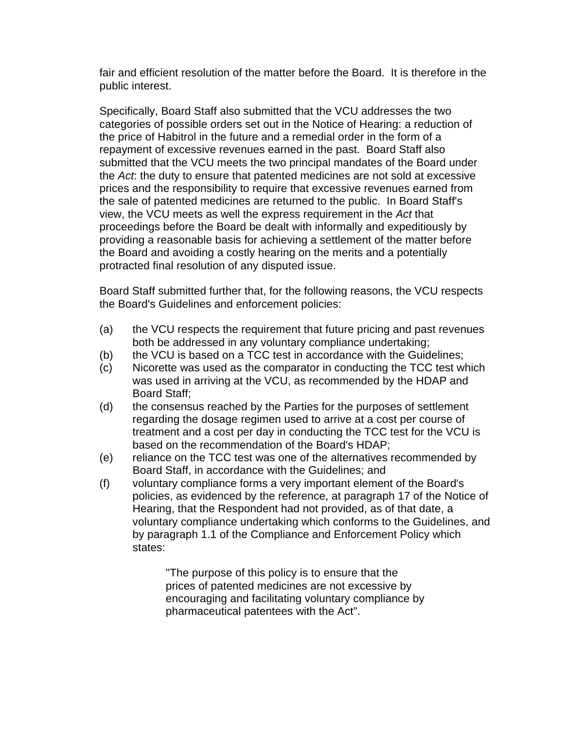fair and efficient resolution of the matter before the Board. It is therefore in the public interest.

Specifically, Board Staff also submitted that the VCU addresses the two categories of possible orders set out in the Notice of Hearing: a reduction of the price of Habitrol in the future and a remedial order in the form of a repayment of excessive revenues earned in the past. Board Staff also submitted that the VCU meets the two principal mandates of the Board under the *Act*: the duty to ensure that patented medicines are not sold at excessive prices and the responsibility to require that excessive revenues earned from the sale of patented medicines are returned to the public. In Board Staff's view, the VCU meets as well the express requirement in the *Act* that proceedings before the Board be dealt with informally and expeditiously by providing a reasonable basis for achieving a settlement of the matter before the Board and avoiding a costly hearing on the merits and a potentially protracted final resolution of any disputed issue.

Board Staff submitted further that, for the following reasons, the VCU respects the Board's Guidelines and enforcement policies:

(a) the VCU respects the requirement that future pricing and past revenues both be addressed in any voluntary compliance undertaking;

(b) the VCU is based on a TCC test in accordance with the Guidelines;

(c) Nicorette was used as the comparator in conducting the TCC test which was used in arriving at the VCU, as recommended by the HDAP and Board Staff;

(d) the consensus reached by the Parties for the purposes of settlement regarding the dosage regimen used to arrive at a cost per course of treatment and a cost per day in conducting the TCC test for the VCU is based on the recommendation of the Board's HDAP;

(e) reliance on the TCC test was one of the alternatives recommended by Board Staff, in accordance with the Guidelines; and

(f) voluntary compliance forms a very important element of the Board's policies, as evidenced by the reference, at paragraph 17 of the Notice of Hearing, that the Respondent had not provided, as of that date, a voluntary compliance undertaking which conforms to the Guidelines, and by paragraph 1.1 of the Compliance and Enforcement Policy which states:

> "The purpose of this policy is to ensure that the prices of patented medicines are not excessive by encouraging and facilitating voluntary compliance by pharmaceutical patentees with the Act".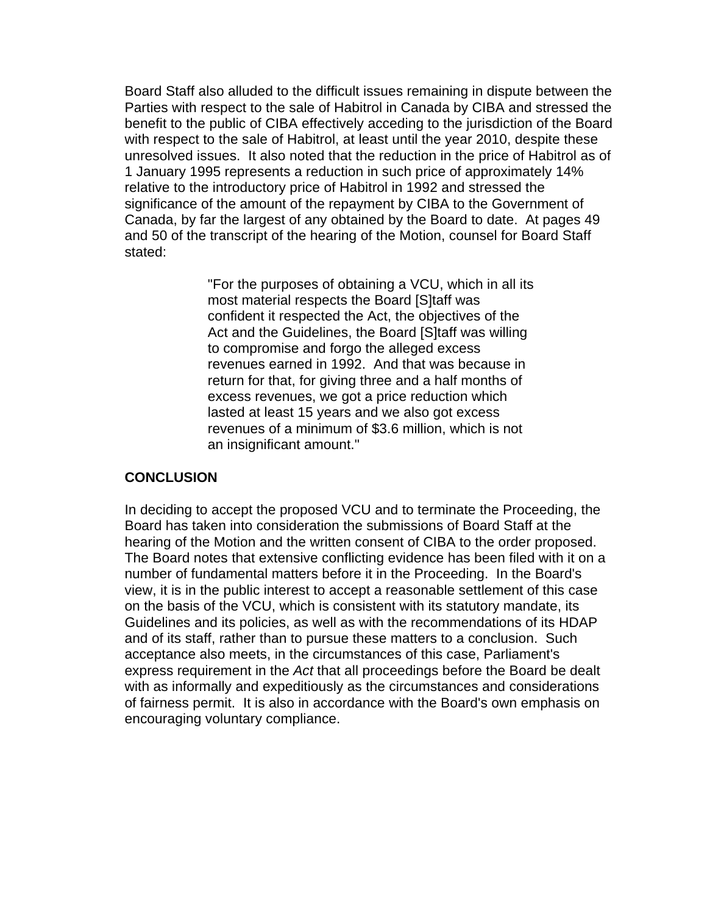Board Staff also alluded to the difficult issues remaining in dispute between the Parties with respect to the sale of Habitrol in Canada by CIBA and stressed the benefit to the public of CIBA effectively acceding to the jurisdiction of the Board with respect to the sale of Habitrol, at least until the year 2010, despite these unresolved issues. It also noted that the reduction in the price of Habitrol as of 1 January 1995 represents a reduction in such price of approximately 14% relative to the introductory price of Habitrol in 1992 and stressed the significance of the amount of the repayment by CIBA to the Government of Canada, by far the largest of any obtained by the Board to date. At pages 49 and 50 of the transcript of the hearing of the Motion, counsel for Board Staff stated:

> "For the purposes of obtaining a VCU, which in all its most material respects the Board [S]taff was confident it respected the Act, the objectives of the Act and the Guidelines, the Board [S]taff was willing to compromise and forgo the alleged excess revenues earned in 1992. And that was because in return for that, for giving three and a half months of excess revenues, we got a price reduction which lasted at least 15 years and we also got excess revenues of a minimum of $3.6 million, which is not an insignificant amount."

## CONCLUSION

In deciding to accept the proposed VCU and to terminate the Proceeding, the Board has taken into consideration the submissions of Board Staff at the hearing of the Motion and the written consent of CIBA to the order proposed. The Board notes that extensive conflicting evidence has been filed with it on a number of fundamental matters before it in the Proceeding. In the Board's view, it is in the public interest to accept a reasonable settlement of this case on the basis of the VCU, which is consistent with its statutory mandate, its Guidelines and its policies, as well as with the recommendations of its HDAP and of its staff, rather than to pursue these matters to a conclusion. Such acceptance also meets, in the circumstances of this case, Parliament's express requirement in the *Act* that all proceedings before the Board be dealt with as informally and expeditiously as the circumstances and considerations of fairness permit. It is also in accordance with the Board's own emphasis on encouraging voluntary compliance.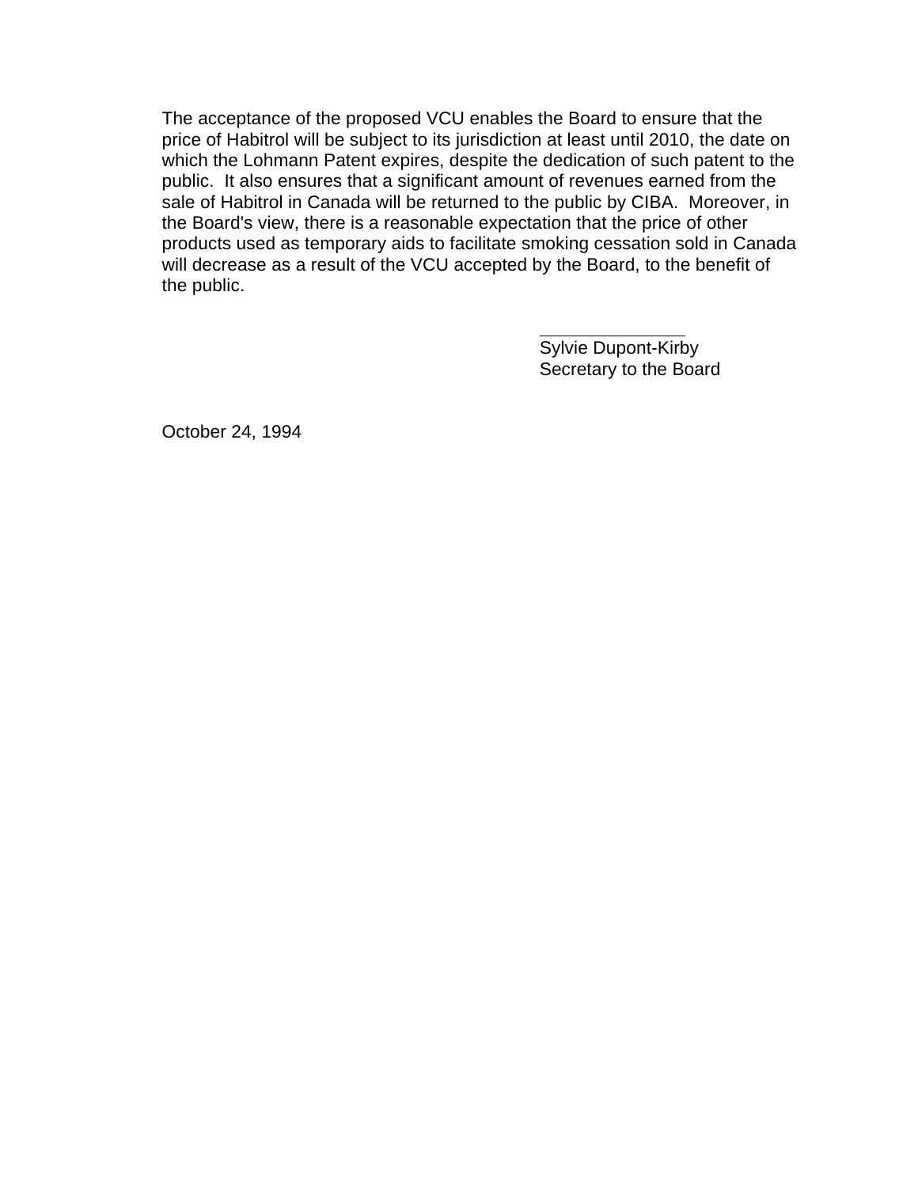The acceptance of the proposed VCU enables the Board to ensure that the price of Habitrol will be subject to its jurisdiction at least until 2010, the date on which the Lohmann Patent expires, despite the dedication of such patent to the public. It also ensures that a significant amount of revenues earned from the sale of Habitrol in Canada will be returned to the public by CIBA. Moreover, in the Board's view, there is a reasonable expectation that the price of other products used as temporary aids to facilitate smoking cessation sold in Canada will decrease as a result of the VCU accepted by the Board, to the benefit of the public.

Sylvie Dupont-Kirby
Secretary to the Board

October 24, 1994